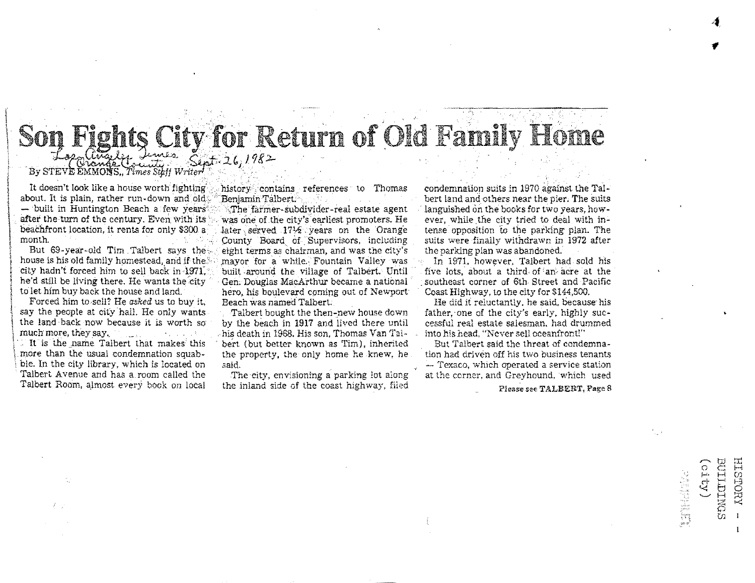# Son Fights City for Return of Old Family Home

Los Angeles Times (Orange County) Sept. 26, 1982

By STEVE EMMONS,, *Times Staff Writer*

It doesn't look like a house worth fighting about. It is plain, rather run-down and old — built in Huntington Beach a few years after the turn of the century. Even with its beachfront location, it rents for only $300 a month.

But 69-year-old Tim Talbert says the house is his old family homestead, and if the city hadn't forced him to sell back in 1971, he'd still be living there. He wants the city to let him buy back the house and land.

Forced him to sell? He *asked* us to buy it, say the people at city hall. He only wants the land back now because it is worth so much more, they say.

It is the name Talbert that makes this more than the usual condemnation squabble. In the city library, which is located on Talbert Avenue and has a room called the Talbert Room, almost every book on local history contains references to Thomas Benjamin Talbert.

The farmer-subdivider-real estate agent was one of the city's earliest promoters. He later served 17½ years on the Orange County Board of Supervisors, including eight terms as chairman, and was the city's mayor for a while. Fountain Valley was built around the village of Talbert. Until Gen. Douglas MacArthur became a national hero, his boulevard coming out of Newport Beach was named Talbert.

Talbert bought the then-new house down by the beach in 1917 and lived there until his death in 1968. His son, Thomas Van Talbert (but better known as Tim), inherited the property, the only home he knew, he said.

The city, envisioning a parking lot along the inland side of the coast highway, filed condemnation suits in 1970 against the Talbert land and others near the pier. The suits languished on the books for two years, however, while the city tried to deal with intense opposition to the parking plan. The suits were finally withdrawn in 1972 after the parking plan was abandoned.

In 1971, however, Talbert had sold his five lots, about a third of an acre at the southeast corner of 6th Street and Pacific Coast Highway, to the city for $144,500.

He did it reluctantly, he said, because his father, one of the city's early, highly successful real estate salesman, had drummed into his head, "Never sell oceanfront!"

But Talbert said the threat of condemnation had driven off his two business tenants — Texaco, which operated a service station at the corner, and Greyhound, which used

Please see TALBERT, Page 8

HISTORY - 1
BUILDINGS
(city)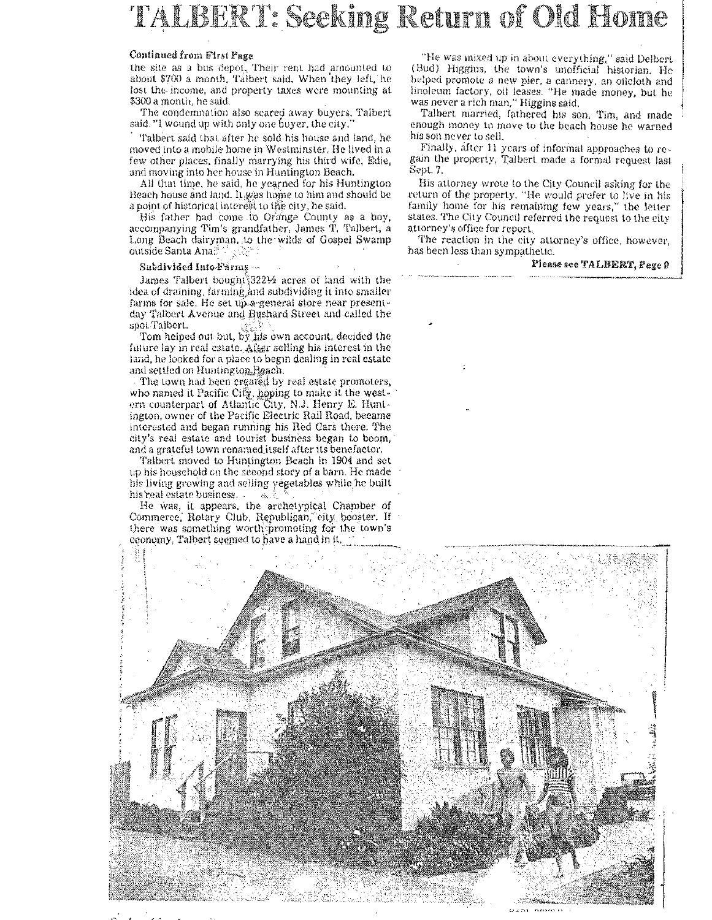# TALBERT: Seeking Return of Old Home

**Continued from First Page**

the site as a bus depot. Their rent had amounted to about $700 a month, Talbert said. When they left, he lost the income, and property taxes were mounting at $300 a month, he said.

The condemnation also scared away buyers, Talbert said. "I wound up with only one buyer, the city."

Talbert said that after he sold his house and land, he moved into a mobile home in Westminster. He lived in a few other places, finally marrying his third wife, Edie, and moving into her house in Huntington Beach.

All that time, he said, he yearned for his Huntington Beach house and land. It was home to him and should be a point of historical interest to the city, he said.

His father had come to Orange County as a boy, accompanying Tim's grandfather, James T. Talbert, a Long Beach dairyman, to the wilds of Gospel Swamp outside Santa Ana.

**Subdivided Into Farms**

James Talbert bought 322½ acres of land with the idea of draining, farming and subdividing it into smaller farms for sale. He set up a general store near present-day Talbert Avenue and Bushard Street and called the spot Talbert.

Tom helped out but, by his own account, decided the future lay in real estate. After selling his interest in the land, he looked for a place to begin dealing in real estate and settled on Huntington Beach.

The town had been created by real estate promoters, who named it Pacific City, hoping to make it the western counterpart of Atlantic City, N.J. Henry E. Huntington, owner of the Pacific Electric Rail Road, became interested and began running his Red Cars there. The city's real estate and tourist business began to boom, and a grateful town renamed itself after its benefactor.

Talbert moved to Huntington Beach in 1904 and set up his household on the second story of a barn. He made his living growing and selling vegetables while he built his real estate business.

He was, it appears, the archetypical Chamber of Commerce, Rotary Club, Republican, city booster. If there was something worth promoting for the town's economy, Talbert seemed to have a hand in it.

"He was mixed up in about everything," said Delbert (Bud) Higgins, the town's unofficial historian. He helped promote a new pier, a cannery, an oilcloth and linoleum factory, oil leases. "He made money, but he was never a rich man," Higgins said.

Talbert married, fathered his son, Tim, and made enough money to move to the beach house he warned his son never to sell.

Finally, after 11 years of informal approaches to regain the property, Talbert made a formal request last Sept. 7.

His attorney wrote to the City Council asking for the return of the property. "He would prefer to live in his family home for his remaining few years," the letter states. The City Council referred the request to the city attorney's office for report.

The reaction in the city attorney's office, however, has been less than sympathetic.

**Please see TALBERT, Page 9**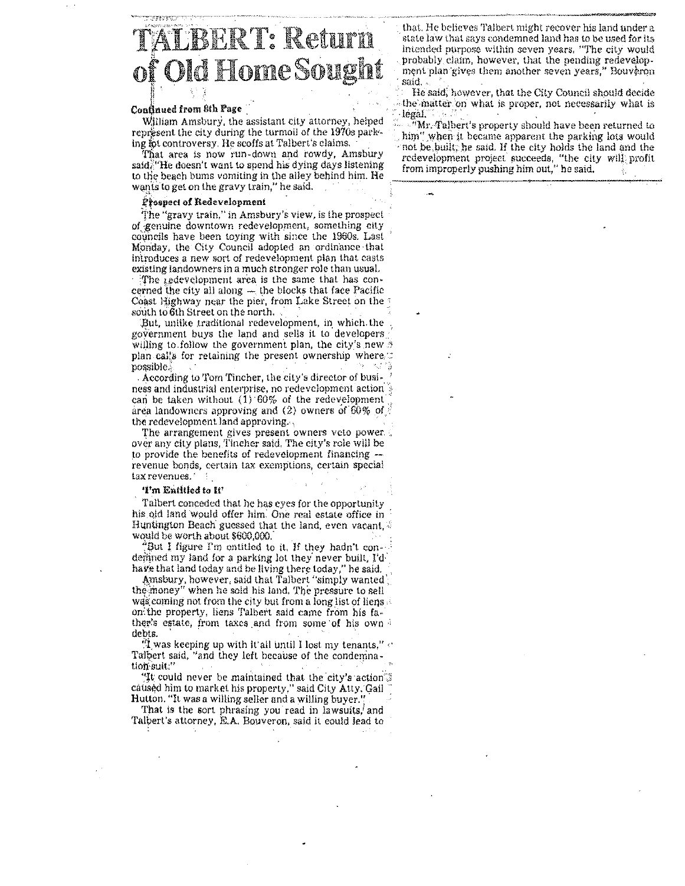# TALBERT: Return of Old Home Sought

**Continued from 8th Page**

William Amsbury, the assistant city attorney, helped represent the city during the turmoil of the 1970s parking lot controversy. He scoffs at Talbert's claims.

That area is now run-down and rowdy, Amsbury said. "He doesn't want to spend his dying days listening to the beach bums vomiting in the alley behind him. He wants to get on the gravy train," he said.

**Prospect of Redevelopment**

The "gravy train," in Amsbury's view, is the prospect of genuine downtown redevelopment, something city councils have been toying with since the 1960s. Last Monday, the City Council adopted an ordinance that introduces a new sort of redevelopment plan that casts existing landowners in a much stronger role than usual.

The redevelopment area is the same that has concerned the city all along — the blocks that face Pacific Coast Highway near the pier, from Lake Street on the south to 6th Street on the north.

But, unlike traditional redevelopment, in which the government buys the land and sells it to developers willing to follow the government plan, the city's new plan calls for retaining the present ownership where possible.

According to Tom Tincher, the city's director of business and industrial enterprise, no redevelopment action can be taken without (1) 60% of the redevelopment area landowners approving and (2) owners of 60% of the redevelopment land approving.

The arrangement gives present owners veto power over any city plans, Tincher said. The city's role will be to provide the benefits of redevelopment financing — revenue bonds, certain tax exemptions, certain special tax revenues.

**'I'm Entitled to It'**

Talbert conceded that he has eyes for the opportunity his old land would offer him. One real estate office in Huntington Beach guessed that the land, even vacant, would be worth about $600,000.

"But I figure I'm entitled to it. If they hadn't condemned my land for a parking lot they never built, I'd have that land today and be living there today," he said.

Amsbury, however, said that Talbert "simply wanted the money" when he sold his land. The pressure to sell was coming not from the city but from a long list of liens on the property, liens Talbert said came from his father's estate, from taxes and from some of his own debts.

"I was keeping up with it all until I lost my tenants," Talbert said, "and they left because of the condemnation suit."

"It could never be maintained that the city's action caused him to market his property," said City Atty. Gail Hutton. "It was a willing seller and a willing buyer."

That is the sort phrasing you read in lawsuits, and Talbert's attorney, E.A. Bouveron, said it could lead to that. He believes Talbert might recover his land under a state law that says condemned land has to be used for its intended purpose within seven years. "The city would probably claim, however, that the pending redevelopment plan gives them another seven years," Bouveron said.

He said, however, that the City Council should decide the matter on what is proper, not necessarily what is legal.

"Mr. Talbert's property should have been returned to him" when it became apparent the parking lots would not be built, he said. If the city holds the land and the redevelopment project succeeds, "the city will profit from improperly pushing him out," he said.